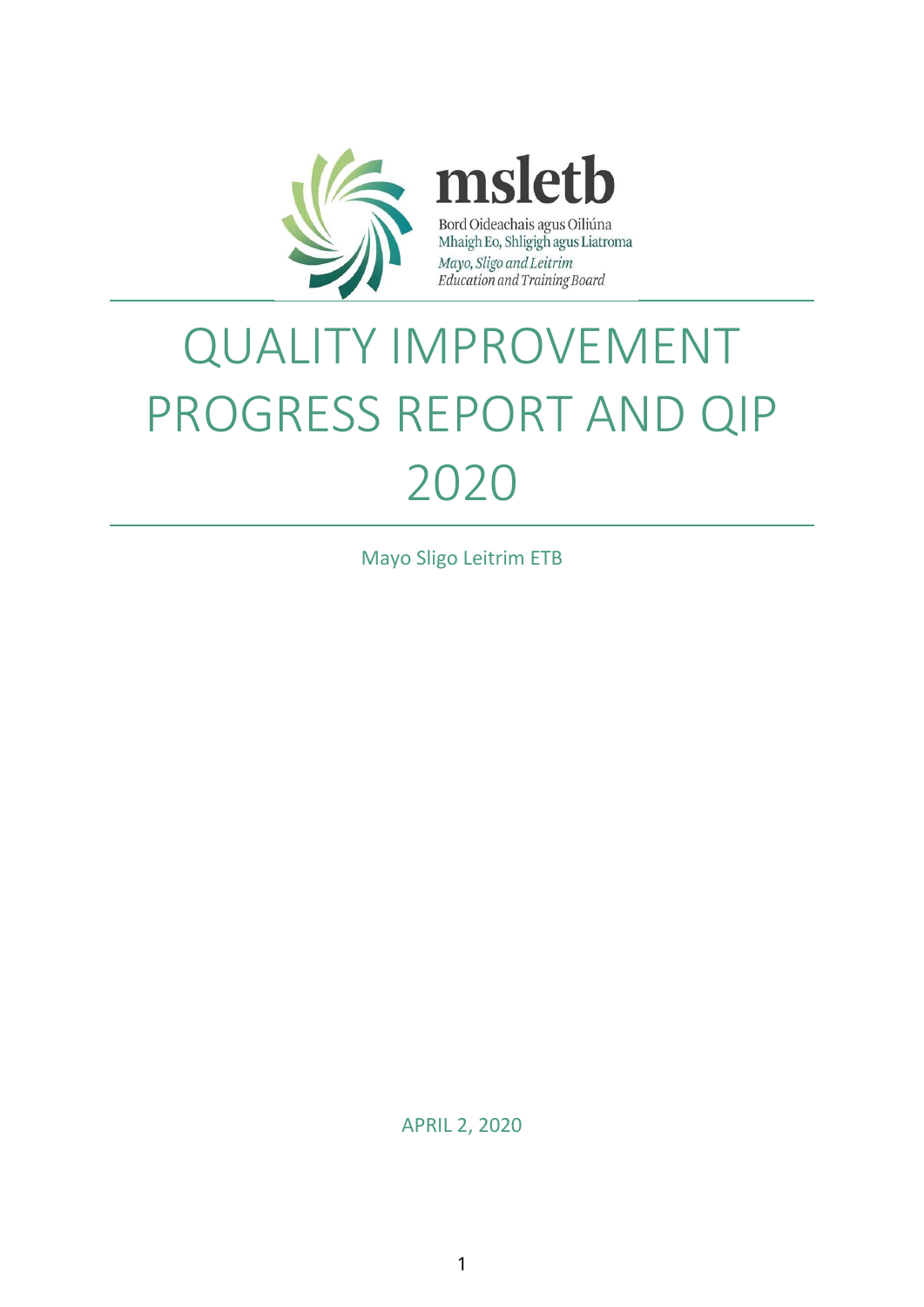msletb

Bord Oideachais agus Oiliúna
Mhaigh Eo, Shligigh agus Liatroma

*Mayo, Sligo and Leitrim*
*Education and Training Board*

# QUALITY IMPROVEMENT PROGRESS REPORT AND QIP 2020

Mayo Sligo Leitrim ETB

APRIL 2, 2020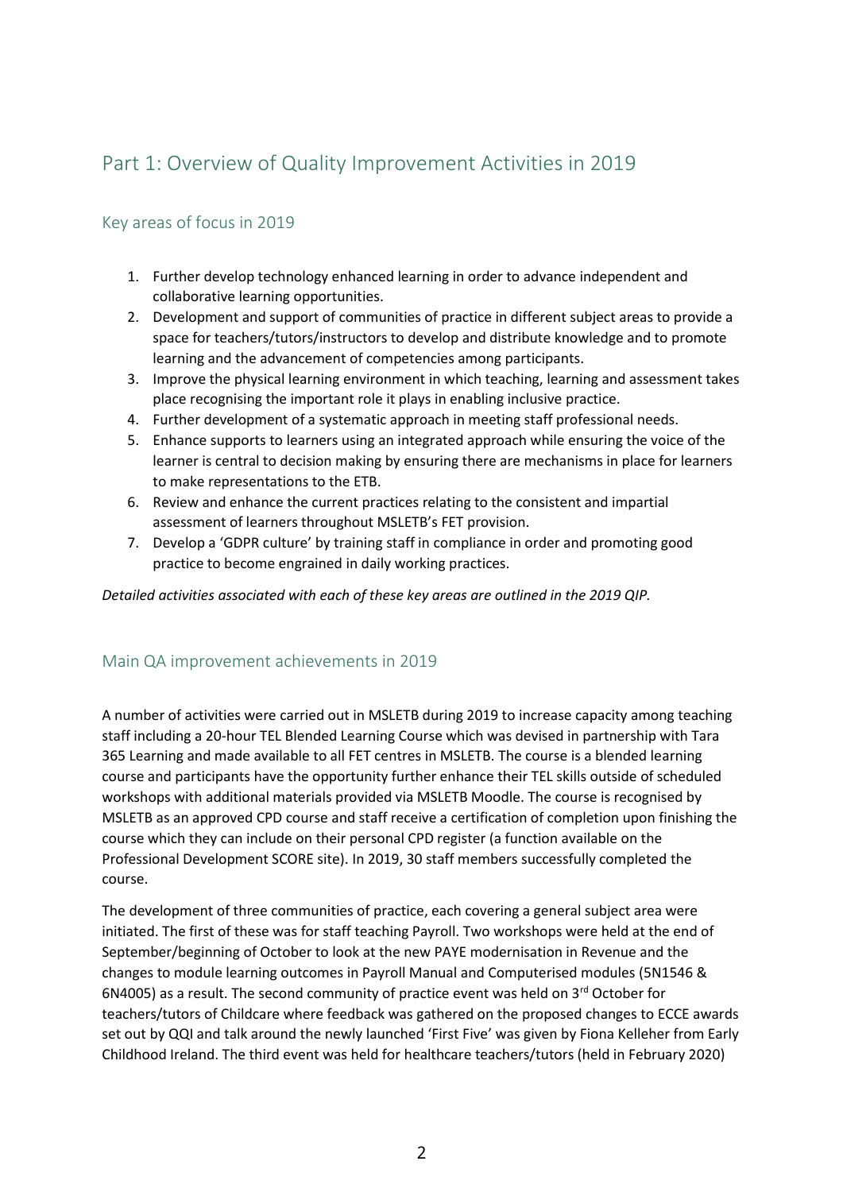# Part 1: Overview of Quality Improvement Activities in 2019

## Key areas of focus in 2019

1. Further develop technology enhanced learning in order to advance independent and collaborative learning opportunities.
2. Development and support of communities of practice in different subject areas to provide a space for teachers/tutors/instructors to develop and distribute knowledge and to promote learning and the advancement of competencies among participants.
3. Improve the physical learning environment in which teaching, learning and assessment takes place recognising the important role it plays in enabling inclusive practice.
4. Further development of a systematic approach in meeting staff professional needs.
5. Enhance supports to learners using an integrated approach while ensuring the voice of the learner is central to decision making by ensuring there are mechanisms in place for learners to make representations to the ETB.
6. Review and enhance the current practices relating to the consistent and impartial assessment of learners throughout MSLETB's FET provision.
7. Develop a 'GDPR culture' by training staff in compliance in order and promoting good practice to become engrained in daily working practices.

*Detailed activities associated with each of these key areas are outlined in the 2019 QIP.*

## Main QA improvement achievements in 2019

A number of activities were carried out in MSLETB during 2019 to increase capacity among teaching staff including a 20-hour TEL Blended Learning Course which was devised in partnership with Tara 365 Learning and made available to all FET centres in MSLETB. The course is a blended learning course and participants have the opportunity further enhance their TEL skills outside of scheduled workshops with additional materials provided via MSLETB Moodle. The course is recognised by MSLETB as an approved CPD course and staff receive a certification of completion upon finishing the course which they can include on their personal CPD register (a function available on the Professional Development SCORE site). In 2019, 30 staff members successfully completed the course.

The development of three communities of practice, each covering a general subject area were initiated. The first of these was for staff teaching Payroll. Two workshops were held at the end of September/beginning of October to look at the new PAYE modernisation in Revenue and the changes to module learning outcomes in Payroll Manual and Computerised modules (5N1546 & 6N4005) as a result. The second community of practice event was held on 3rd October for teachers/tutors of Childcare where feedback was gathered on the proposed changes to ECCE awards set out by QQI and talk around the newly launched 'First Five' was given by Fiona Kelleher from Early Childhood Ireland. The third event was held for healthcare teachers/tutors (held in February 2020)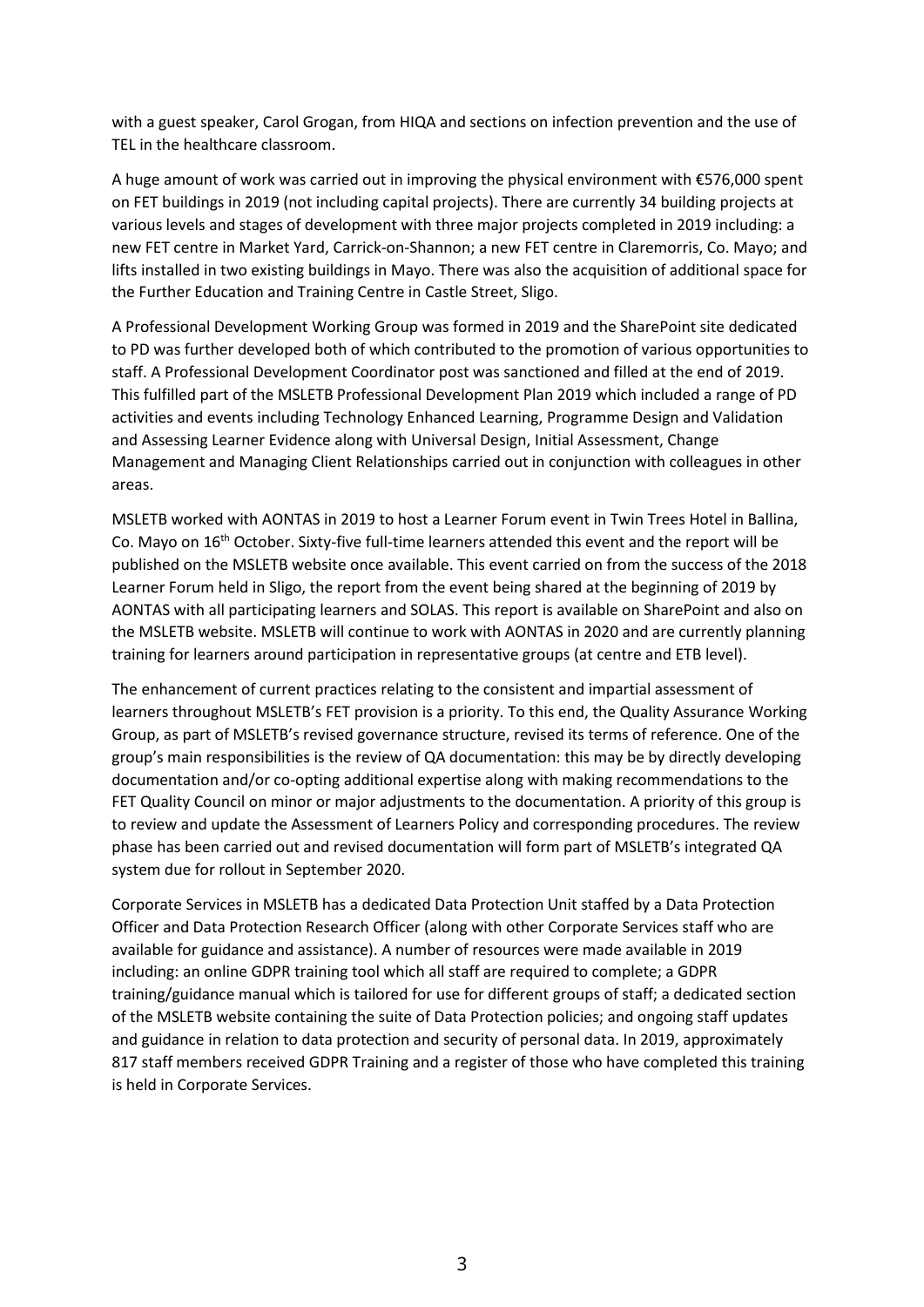with a guest speaker, Carol Grogan, from HIQA and sections on infection prevention and the use of TEL in the healthcare classroom.

A huge amount of work was carried out in improving the physical environment with €576,000 spent on FET buildings in 2019 (not including capital projects). There are currently 34 building projects at various levels and stages of development with three major projects completed in 2019 including: a new FET centre in Market Yard, Carrick-on-Shannon; a new FET centre in Claremorris, Co. Mayo; and lifts installed in two existing buildings in Mayo. There was also the acquisition of additional space for the Further Education and Training Centre in Castle Street, Sligo.

A Professional Development Working Group was formed in 2019 and the SharePoint site dedicated to PD was further developed both of which contributed to the promotion of various opportunities to staff. A Professional Development Coordinator post was sanctioned and filled at the end of 2019. This fulfilled part of the MSLETB Professional Development Plan 2019 which included a range of PD activities and events including Technology Enhanced Learning, Programme Design and Validation and Assessing Learner Evidence along with Universal Design, Initial Assessment, Change Management and Managing Client Relationships carried out in conjunction with colleagues in other areas.

MSLETB worked with AONTAS in 2019 to host a Learner Forum event in Twin Trees Hotel in Ballina, Co. Mayo on 16th October. Sixty-five full-time learners attended this event and the report will be published on the MSLETB website once available. This event carried on from the success of the 2018 Learner Forum held in Sligo, the report from the event being shared at the beginning of 2019 by AONTAS with all participating learners and SOLAS. This report is available on SharePoint and also on the MSLETB website. MSLETB will continue to work with AONTAS in 2020 and are currently planning training for learners around participation in representative groups (at centre and ETB level).

The enhancement of current practices relating to the consistent and impartial assessment of learners throughout MSLETB's FET provision is a priority. To this end, the Quality Assurance Working Group, as part of MSLETB's revised governance structure, revised its terms of reference. One of the group's main responsibilities is the review of QA documentation: this may be by directly developing documentation and/or co-opting additional expertise along with making recommendations to the FET Quality Council on minor or major adjustments to the documentation. A priority of this group is to review and update the Assessment of Learners Policy and corresponding procedures. The review phase has been carried out and revised documentation will form part of MSLETB's integrated QA system due for rollout in September 2020.

Corporate Services in MSLETB has a dedicated Data Protection Unit staffed by a Data Protection Officer and Data Protection Research Officer (along with other Corporate Services staff who are available for guidance and assistance). A number of resources were made available in 2019 including: an online GDPR training tool which all staff are required to complete; a GDPR training/guidance manual which is tailored for use for different groups of staff; a dedicated section of the MSLETB website containing the suite of Data Protection policies; and ongoing staff updates and guidance in relation to data protection and security of personal data. In 2019, approximately 817 staff members received GDPR Training and a register of those who have completed this training is held in Corporate Services.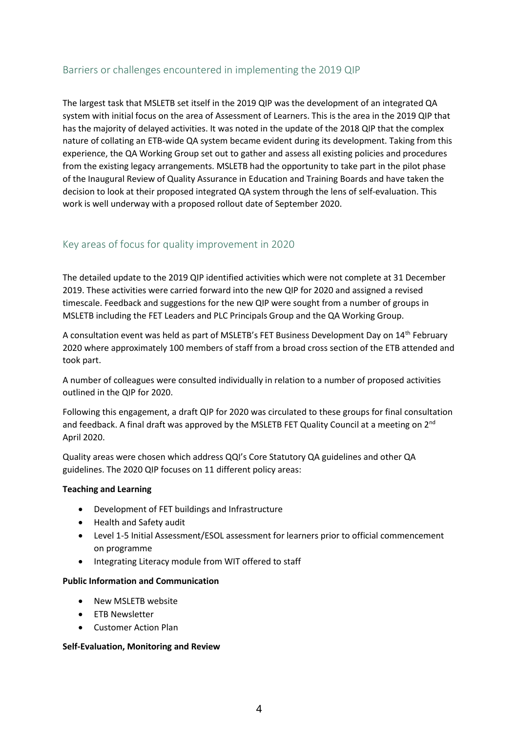## Barriers or challenges encountered in implementing the 2019 QIP

The largest task that MSLETB set itself in the 2019 QIP was the development of an integrated QA system with initial focus on the area of Assessment of Learners. This is the area in the 2019 QIP that has the majority of delayed activities. It was noted in the update of the 2018 QIP that the complex nature of collating an ETB-wide QA system became evident during its development. Taking from this experience, the QA Working Group set out to gather and assess all existing policies and procedures from the existing legacy arrangements. MSLETB had the opportunity to take part in the pilot phase of the Inaugural Review of Quality Assurance in Education and Training Boards and have taken the decision to look at their proposed integrated QA system through the lens of self-evaluation. This work is well underway with a proposed rollout date of September 2020.

## Key areas of focus for quality improvement in 2020

The detailed update to the 2019 QIP identified activities which were not complete at 31 December 2019. These activities were carried forward into the new QIP for 2020 and assigned a revised timescale. Feedback and suggestions for the new QIP were sought from a number of groups in MSLETB including the FET Leaders and PLC Principals Group and the QA Working Group.

A consultation event was held as part of MSLETB's FET Business Development Day on 14th February 2020 where approximately 100 members of staff from a broad cross section of the ETB attended and took part.

A number of colleagues were consulted individually in relation to a number of proposed activities outlined in the QIP for 2020.

Following this engagement, a draft QIP for 2020 was circulated to these groups for final consultation and feedback. A final draft was approved by the MSLETB FET Quality Council at a meeting on 2nd April 2020.

Quality areas were chosen which address QQI's Core Statutory QA guidelines and other QA guidelines. The 2020 QIP focuses on 11 different policy areas:

**Teaching and Learning**

- Development of FET buildings and Infrastructure
- Health and Safety audit
- Level 1-5 Initial Assessment/ESOL assessment for learners prior to official commencement on programme
- Integrating Literacy module from WIT offered to staff

**Public Information and Communication**

- New MSLETB website
- ETB Newsletter
- Customer Action Plan

**Self-Evaluation, Monitoring and Review**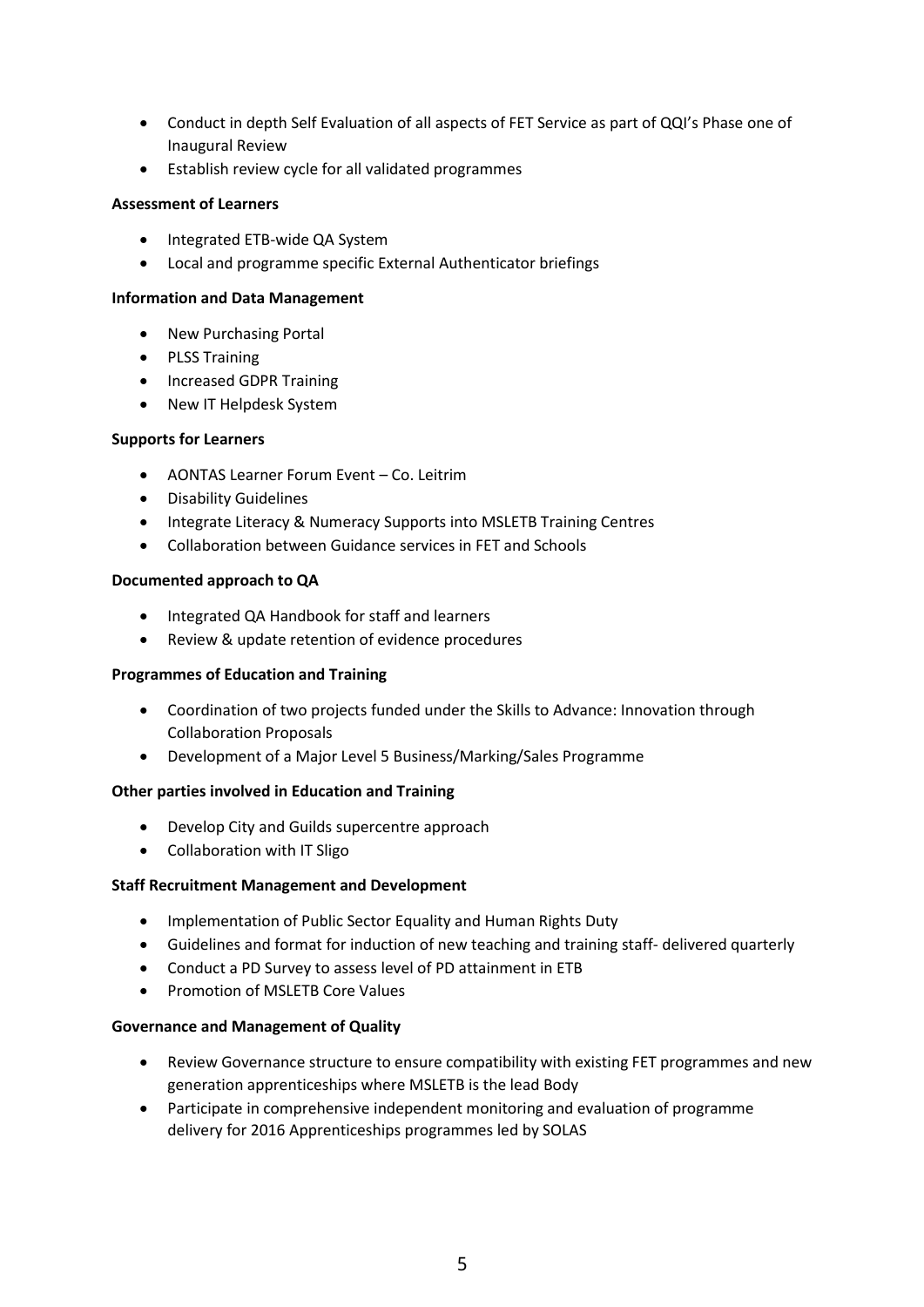- Conduct in depth Self Evaluation of all aspects of FET Service as part of QQI's Phase one of Inaugural Review
- Establish review cycle for all validated programmes

**Assessment of Learners**

- Integrated ETB-wide QA System
- Local and programme specific External Authenticator briefings

**Information and Data Management**

- New Purchasing Portal
- PLSS Training
- Increased GDPR Training
- New IT Helpdesk System

**Supports for Learners**

- AONTAS Learner Forum Event – Co. Leitrim
- Disability Guidelines
- Integrate Literacy & Numeracy Supports into MSLETB Training Centres
- Collaboration between Guidance services in FET and Schools

**Documented approach to QA**

- Integrated QA Handbook for staff and learners
- Review & update retention of evidence procedures

**Programmes of Education and Training**

- Coordination of two projects funded under the Skills to Advance: Innovation through Collaboration Proposals
- Development of a Major Level 5 Business/Marking/Sales Programme

**Other parties involved in Education and Training**

- Develop City and Guilds supercentre approach
- Collaboration with IT Sligo

**Staff Recruitment Management and Development**

- Implementation of Public Sector Equality and Human Rights Duty
- Guidelines and format for induction of new teaching and training staff- delivered quarterly
- Conduct a PD Survey to assess level of PD attainment in ETB
- Promotion of MSLETB Core Values

**Governance and Management of Quality**

- Review Governance structure to ensure compatibility with existing FET programmes and new generation apprenticeships where MSLETB is the lead Body
- Participate in comprehensive independent monitoring and evaluation of programme delivery for 2016 Apprenticeships programmes led by SOLAS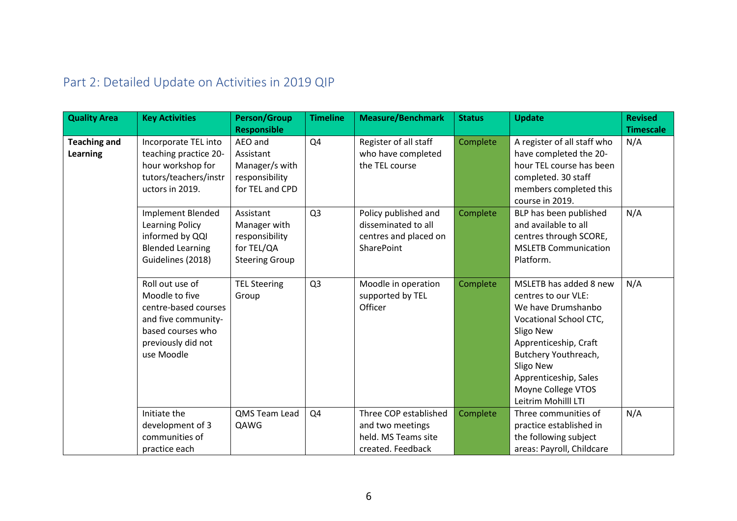## Part 2: Detailed Update on Activities in 2019 QIP

| Quality Area | Key Activities | Person/Group Responsible | Timeline | Measure/Benchmark | Status | Update | Revised Timescale |
|---|---|---|---|---|---|---|---|
| **Teaching and Learning** | Incorporate TEL into teaching practice 20-hour workshop for tutors/teachers/instructors in 2019. | AEO and Assistant Manager/s with responsibility for TEL and CPD | Q4 | Register of all staff who have completed the TEL course | Complete | A register of all staff who have completed the 20-hour TEL course has been completed. 30 staff members completed this course in 2019. | N/A |
| | Implement Blended Learning Policy informed by QQI Blended Learning Guidelines (2018) | Assistant Manager with responsibility for TEL/QA Steering Group | Q3 | Policy published and disseminated to all centres and placed on SharePoint | Complete | BLP has been published and available to all centres through SCORE, MSLETB Communication Platform. | N/A |
| | Roll out use of Moodle to five centre-based courses and five community-based courses who previously did not use Moodle | TEL Steering Group | Q3 | Moodle in operation supported by TEL Officer | Complete | MSLETB has added 8 new centres to our VLE: We have Drumshanbo Vocational School CTC, Sligo New Apprenticeship, Craft Butchery Youthreach, Sligo New Apprenticeship, Sales Moyne College VTOS Leitrim Mohilll LTI | N/A |
| | Initiate the development of 3 communities of practice each | QMS Team Lead QAWG | Q4 | Three COP established and two meetings held. MS Teams site created. Feedback | Complete | Three communities of practice established in the following subject areas: Payroll, Childcare | N/A |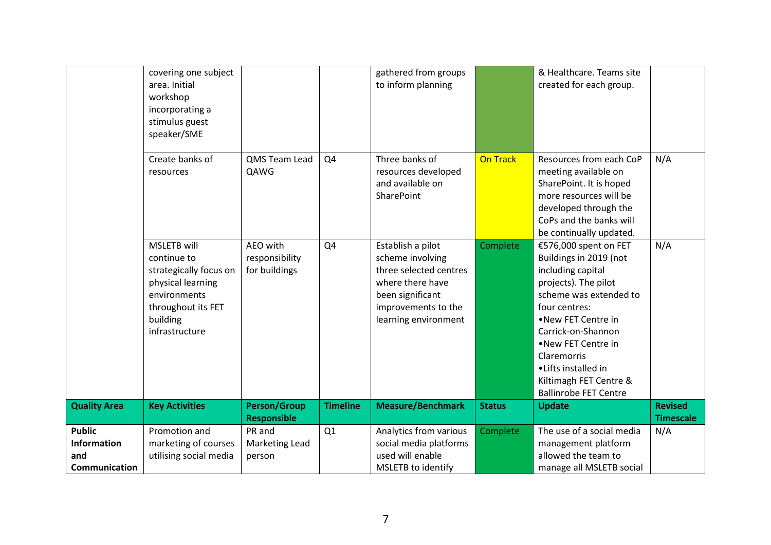| Quality Area | Key Activities | Person/Group Responsible | Timeline | Measure/Benchmark | Status | Update | Revised Timescale |
|---|---|---|---|---|---|---|---|
| | covering one subject area. Initial workshop incorporating a stimulus guest speaker/SME | | | gathered from groups to inform planning | | & Healthcare. Teams site created for each group. | |
| | Create banks of resources | QMS Team Lead QAWG | Q4 | Three banks of resources developed and available on SharePoint | On Track | Resources from each CoP meeting available on SharePoint. It is hoped more resources will be developed through the CoPs and the banks will be continually updated. | N/A |
| | MSLETB will continue to strategically focus on physical learning environments throughout its FET building infrastructure | AEO with responsibility for buildings | Q4 | Establish a pilot scheme involving three selected centres where there have been significant improvements to the learning environment | Complete | €576,000 spent on FET Buildings in 2019 (not including capital projects). The pilot scheme was extended to four centres: •New FET Centre in Carrick-on-Shannon •New FET Centre in Claremorris •Lifts installed in Kiltimagh FET Centre & Ballinrobe FET Centre | N/A |
| **Quality Area** | **Key Activities** | **Person/Group Responsible** | **Timeline** | **Measure/Benchmark** | **Status** | **Update** | **Revised Timescale** |
| **Public Information and Communication** | Promotion and marketing of courses utilising social media | PR and Marketing Lead person | Q1 | Analytics from various social media platforms used will enable MSLETB to identify | Complete | The use of a social media management platform allowed the team to manage all MSLETB social | N/A |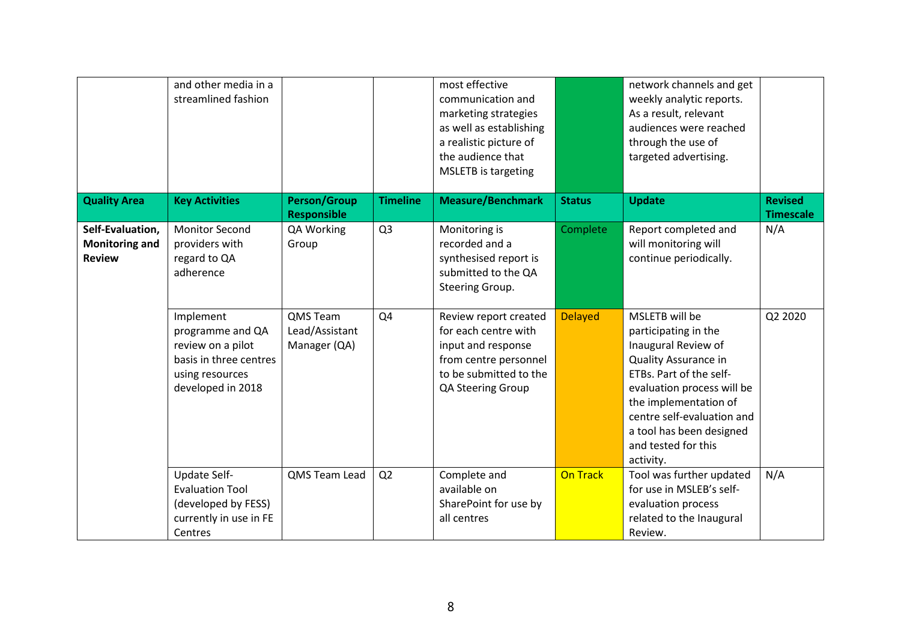| | and other media in a streamlined fashion | | | most effective communication and marketing strategies as well as establishing a realistic picture of the audience that MSLETB is targeting | | network channels and get weekly analytic reports. As a result, relevant audiences were reached through the use of targeted advertising. | |
|---|---|---|---|---|---|---|---|
| **Quality Area** | **Key Activities** | **Person/Group Responsible** | **Timeline** | **Measure/Benchmark** | **Status** | **Update** | **Revised Timescale** |
| **Self-Evaluation, Monitoring and Review** | Monitor Second providers with regard to QA adherence | QA Working Group | Q3 | Monitoring is recorded and a synthesised report is submitted to the QA Steering Group. | Complete | Report completed and will monitoring will continue periodically. | N/A |
| | Implement programme and QA review on a pilot basis in three centres using resources developed in 2018 | QMS Team Lead/Assistant Manager (QA) | Q4 | Review report created for each centre with input and response from centre personnel to be submitted to the QA Steering Group | Delayed | MSLETB will be participating in the Inaugural Review of Quality Assurance in ETBs. Part of the self-evaluation process will be the implementation of centre self-evaluation and a tool has been designed and tested for this activity. | Q2 2020 |
| | Update Self-Evaluation Tool (developed by FESS) currently in use in FE Centres | QMS Team Lead | Q2 | Complete and available on SharePoint for use by all centres | On Track | Tool was further updated for use in MSLEB's self-evaluation process related to the Inaugural Review. | N/A |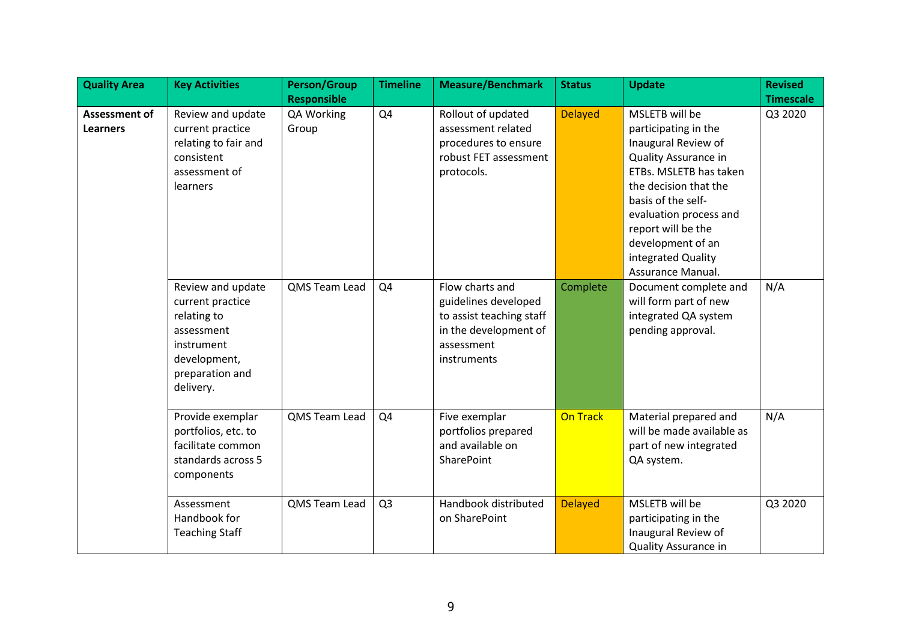| Quality Area | Key Activities | Person/Group Responsible | Timeline | Measure/Benchmark | Status | Update | Revised Timescale |
|---|---|---|---|---|---|---|---|
| **Assessment of Learners** | Review and update current practice relating to fair and consistent assessment of learners | QA Working Group | Q4 | Rollout of updated assessment related procedures to ensure robust FET assessment protocols. | Delayed | MSLETB will be participating in the Inaugural Review of Quality Assurance in ETBs. MSLETB has taken the decision that the basis of the self-evaluation process and report will be the development of an integrated Quality Assurance Manual. | Q3 2020 |
| | Review and update current practice relating to assessment instrument development, preparation and delivery. | QMS Team Lead | Q4 | Flow charts and guidelines developed to assist teaching staff in the development of assessment instruments | Complete | Document complete and will form part of new integrated QA system pending approval. | N/A |
| | Provide exemplar portfolios, etc. to facilitate common standards across 5 components | QMS Team Lead | Q4 | Five exemplar portfolios prepared and available on SharePoint | On Track | Material prepared and will be made available as part of new integrated QA system. | N/A |
| | Assessment Handbook for Teaching Staff | QMS Team Lead | Q3 | Handbook distributed on SharePoint | Delayed | MSLETB will be participating in the Inaugural Review of Quality Assurance in | Q3 2020 |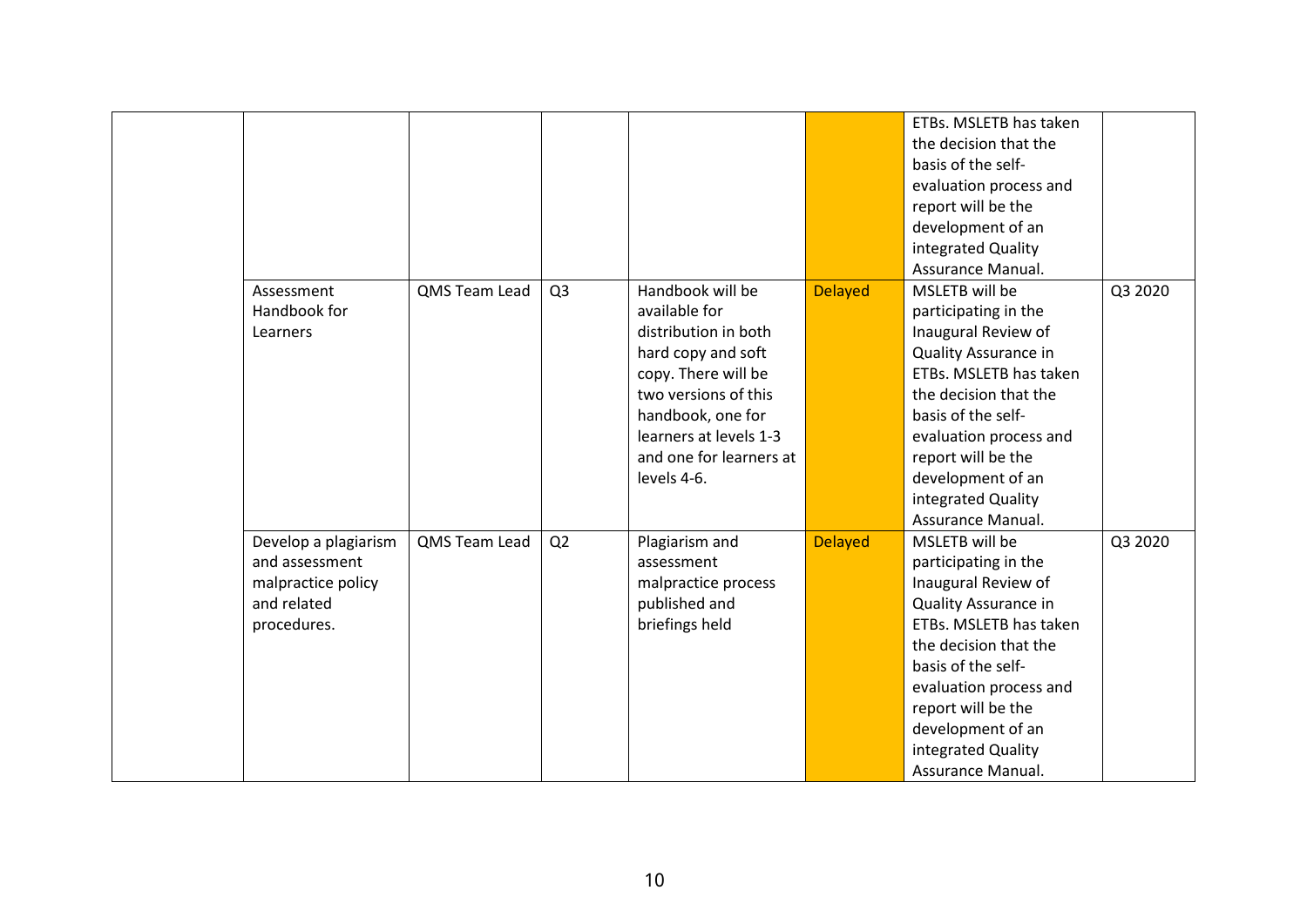| | | | | | | | |
|---|---|---|---|---|---|---|---|
| | | | | | | ETBs. MSLETB has taken the decision that the basis of the self-evaluation process and report will be the development of an integrated Quality Assurance Manual. | |
| | Assessment Handbook for Learners | QMS Team Lead | Q3 | Handbook will be available for distribution in both hard copy and soft copy. There will be two versions of this handbook, one for learners at levels 1-3 and one for learners at levels 4-6. | Delayed | MSLETB will be participating in the Inaugural Review of Quality Assurance in ETBs. MSLETB has taken the decision that the basis of the self-evaluation process and report will be the development of an integrated Quality Assurance Manual. | Q3 2020 |
| | Develop a plagiarism and assessment malpractice policy and related procedures. | QMS Team Lead | Q2 | Plagiarism and assessment malpractice process published and briefings held | Delayed | MSLETB will be participating in the Inaugural Review of Quality Assurance in ETBs. MSLETB has taken the decision that the basis of the self-evaluation process and report will be the development of an integrated Quality Assurance Manual. | Q3 2020 |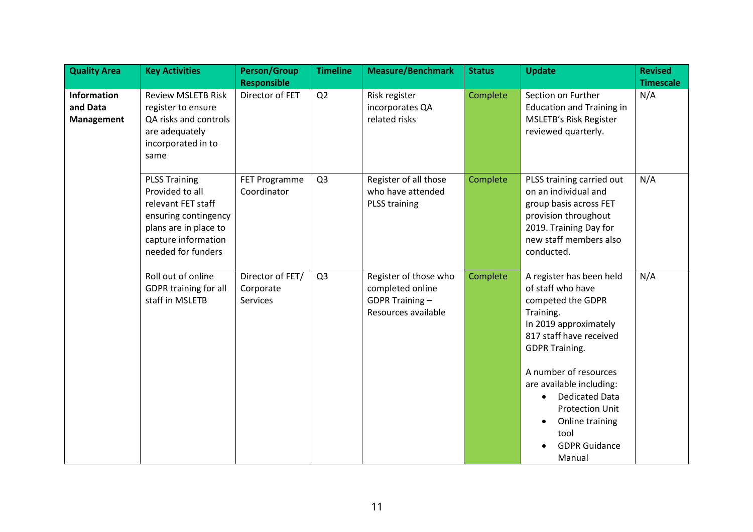| Quality Area | Key Activities | Person/Group Responsible | Timeline | Measure/Benchmark | Status | Update | Revised Timescale |
|---|---|---|---|---|---|---|---|
| **Information and Data Management** | Review MSLETB Risk register to ensure QA risks and controls are adequately incorporated in to same | Director of FET | Q2 | Risk register incorporates QA related risks | Complete | Section on Further Education and Training in MSLETB's Risk Register reviewed quarterly. | N/A |
| | PLSS Training Provided to all relevant FET staff ensuring contingency plans are in place to capture information needed for funders | FET Programme Coordinator | Q3 | Register of all those who have attended PLSS training | Complete | PLSS training carried out on an individual and group basis across FET provision throughout 2019. Training Day for new staff members also conducted. | N/A |
| | Roll out of online GDPR training for all staff in MSLETB | Director of FET/ Corporate Services | Q3 | Register of those who completed online GDPR Training – Resources available | Complete | A register has been held of staff who have competed the GDPR Training.<br>In 2019 approximately 817 staff have received GDPR Training.<br><br>A number of resources are available including:<br>• Dedicated Data Protection Unit<br>• Online training tool<br>• GDPR Guidance Manual | N/A |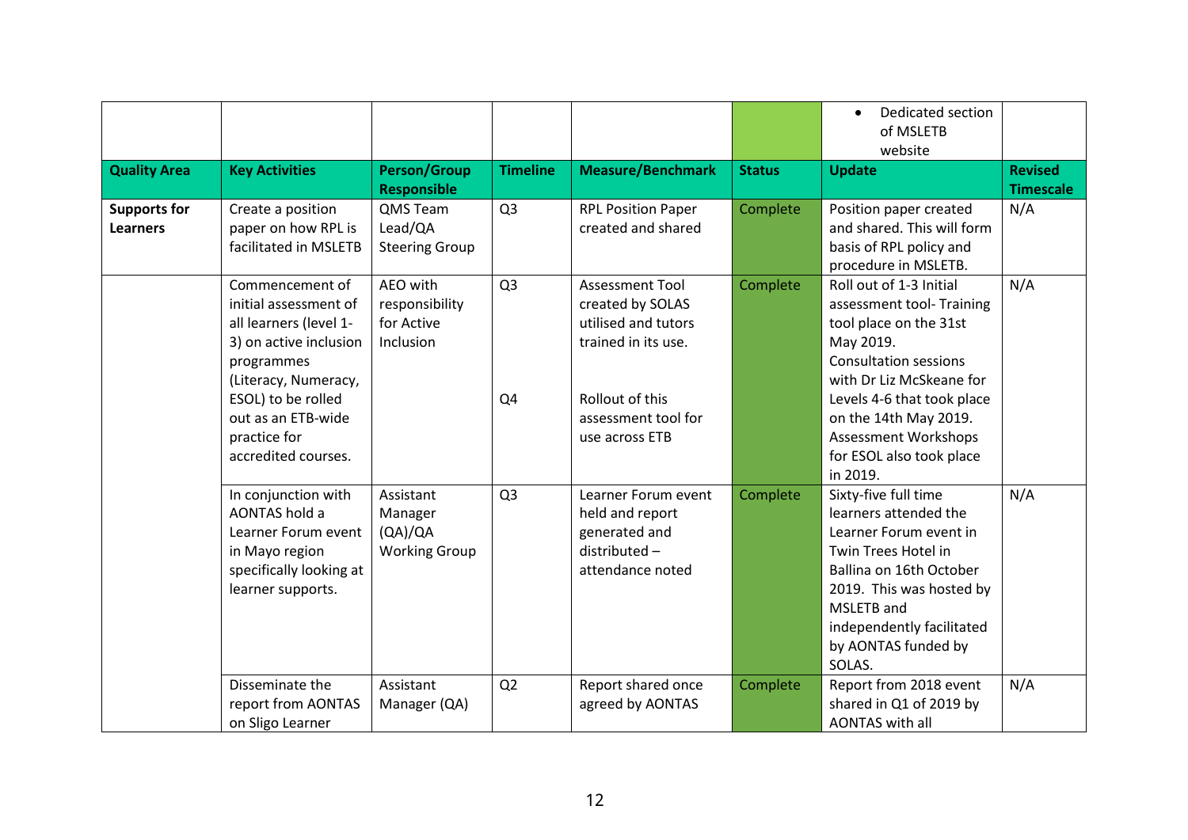| | | | | | | • Dedicated section of MSLETB website | |
|---|---|---|---|---|---|---|---|
| **Quality Area** | **Key Activities** | **Person/Group Responsible** | **Timeline** | **Measure/Benchmark** | **Status** | **Update** | **Revised Timescale** |
| **Supports for Learners** | Create a position paper on how RPL is facilitated in MSLETB | QMS Team Lead/QA Steering Group | Q3 | RPL Position Paper created and shared | Complete | Position paper created and shared. This will form basis of RPL policy and procedure in MSLETB. | N/A |
| | Commencement of initial assessment of all learners (level 1-3) on active inclusion programmes (Literacy, Numeracy, ESOL) to be rolled out as an ETB-wide practice for accredited courses. | AEO with responsibility for Active Inclusion | Q3<br><br>Q4 | Assessment Tool created by SOLAS utilised and tutors trained in its use.<br><br>Rollout of this assessment tool for use across ETB | Complete | Roll out of 1-3 Initial assessment tool- Training tool place on the 31st May 2019. Consultation sessions with Dr Liz McSkeane for Levels 4-6 that took place on the 14th May 2019. Assessment Workshops for ESOL also took place in 2019. | N/A |
| | In conjunction with AONTAS hold a Learner Forum event in Mayo region specifically looking at learner supports. | Assistant Manager (QA)/QA Working Group | Q3 | Learner Forum event held and report generated and distributed – attendance noted | Complete | Sixty-five full time learners attended the Learner Forum event in Twin Trees Hotel in Ballina on 16th October 2019. This was hosted by MSLETB and independently facilitated by AONTAS funded by SOLAS. | N/A |
| | Disseminate the report from AONTAS on Sligo Learner | Assistant Manager (QA) | Q2 | Report shared once agreed by AONTAS | Complete | Report from 2018 event shared in Q1 of 2019 by AONTAS with all | N/A |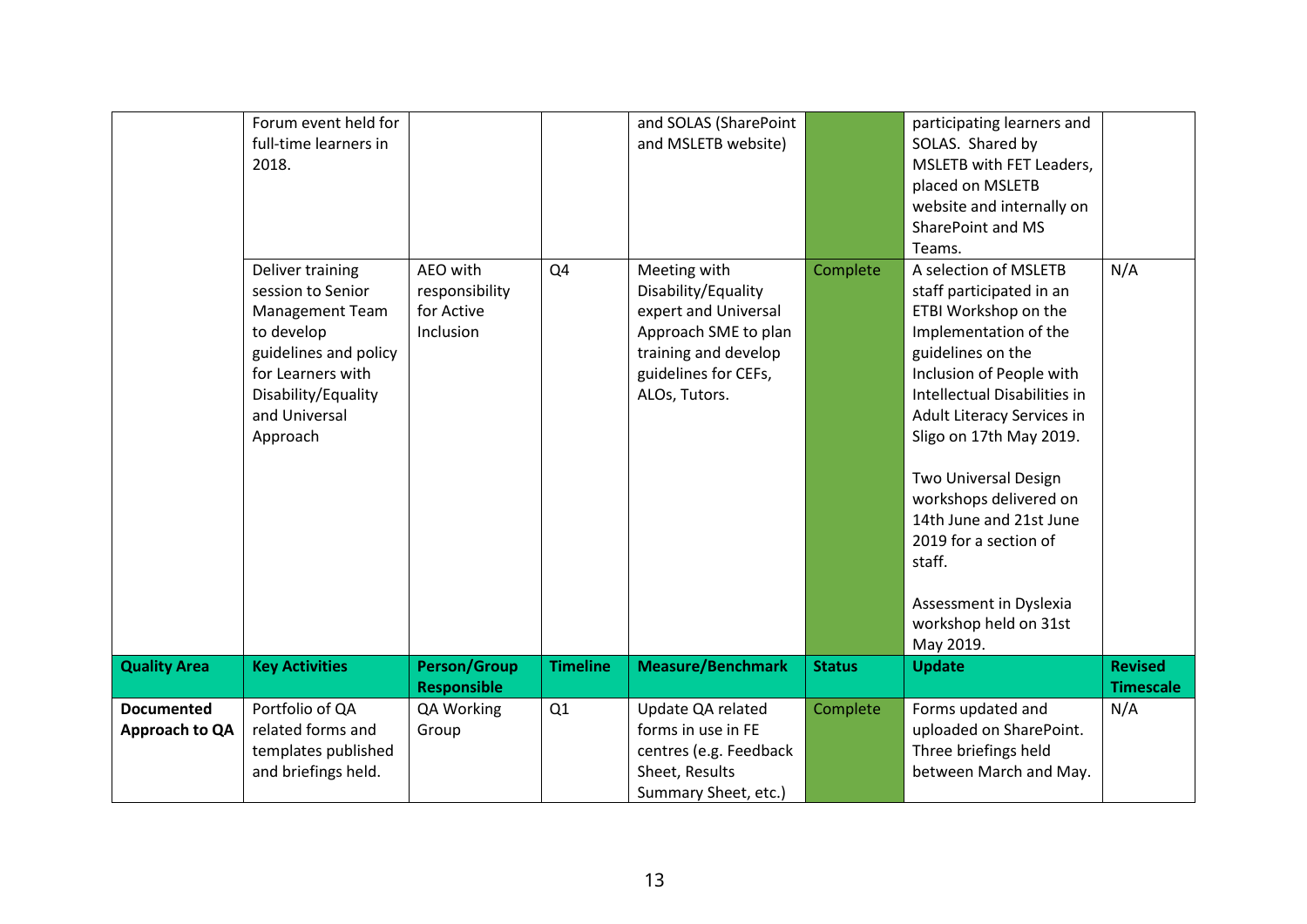| | | | | | | | |
|---|---|---|---|---|---|---|---|
| | Forum event held for full-time learners in 2018. | | | and SOLAS (SharePoint and MSLETB website) | | participating learners and SOLAS. Shared by MSLETB with FET Leaders, placed on MSLETB website and internally on SharePoint and MS Teams. | |
| | Deliver training session to Senior Management Team to develop guidelines and policy for Learners with Disability/Equality and Universal Approach | AEO with responsibility for Active Inclusion | Q4 | Meeting with Disability/Equality expert and Universal Approach SME to plan training and develop guidelines for CEFs, ALOs, Tutors. | Complete | A selection of MSLETB staff participated in an ETBI Workshop on the Implementation of the guidelines on the Inclusion of People with Intellectual Disabilities in Adult Literacy Services in Sligo on 17th May 2019.<br><br>Two Universal Design workshops delivered on 14th June and 21st June 2019 for a section of staff.<br><br>Assessment in Dyslexia workshop held on 31st May 2019. | N/A |
| **Quality Area** | **Key Activities** | **Person/Group Responsible** | **Timeline** | **Measure/Benchmark** | **Status** | **Update** | **Revised Timescale** |
| **Documented Approach to QA** | Portfolio of QA related forms and templates published and briefings held. | QA Working Group | Q1 | Update QA related forms in use in FE centres (e.g. Feedback Sheet, Results Summary Sheet, etc.) | Complete | Forms updated and uploaded on SharePoint. Three briefings held between March and May. | N/A |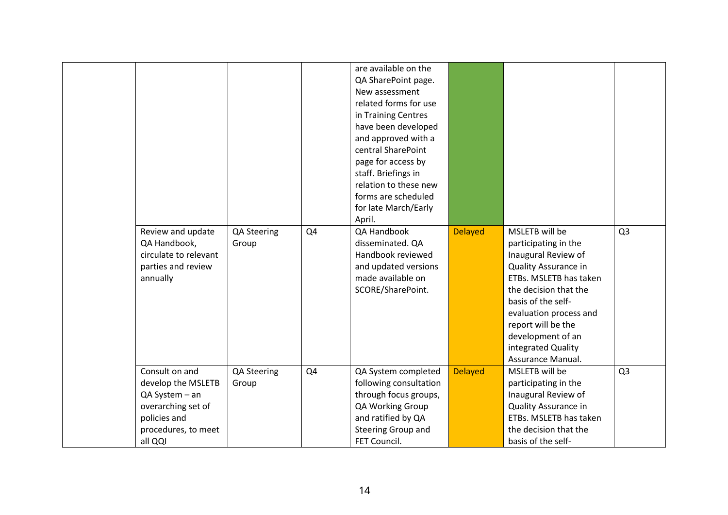| | | | | | | | |
|---|---|---|---|---|---|---|---|
| | | | | are available on the QA SharePoint page. New assessment related forms for use in Training Centres have been developed and approved with a central SharePoint page for access by staff. Briefings in relation to these new forms are scheduled for late March/Early April. | | | |
| | Review and update QA Handbook, circulate to relevant parties and review annually | QA Steering Group | Q4 | QA Handbook disseminated. QA Handbook reviewed and updated versions made available on SCORE/SharePoint. | Delayed | MSLETB will be participating in the Inaugural Review of Quality Assurance in ETBs. MSLETB has taken the decision that the basis of the self-evaluation process and report will be the development of an integrated Quality Assurance Manual. | Q3 |
| | Consult on and develop the MSLETB QA System – an overarching set of policies and procedures, to meet all QQI | QA Steering Group | Q4 | QA System completed following consultation through focus groups, QA Working Group and ratified by QA Steering Group and FET Council. | Delayed | MSLETB will be participating in the Inaugural Review of Quality Assurance in ETBs. MSLETB has taken the decision that the basis of the self- | Q3 |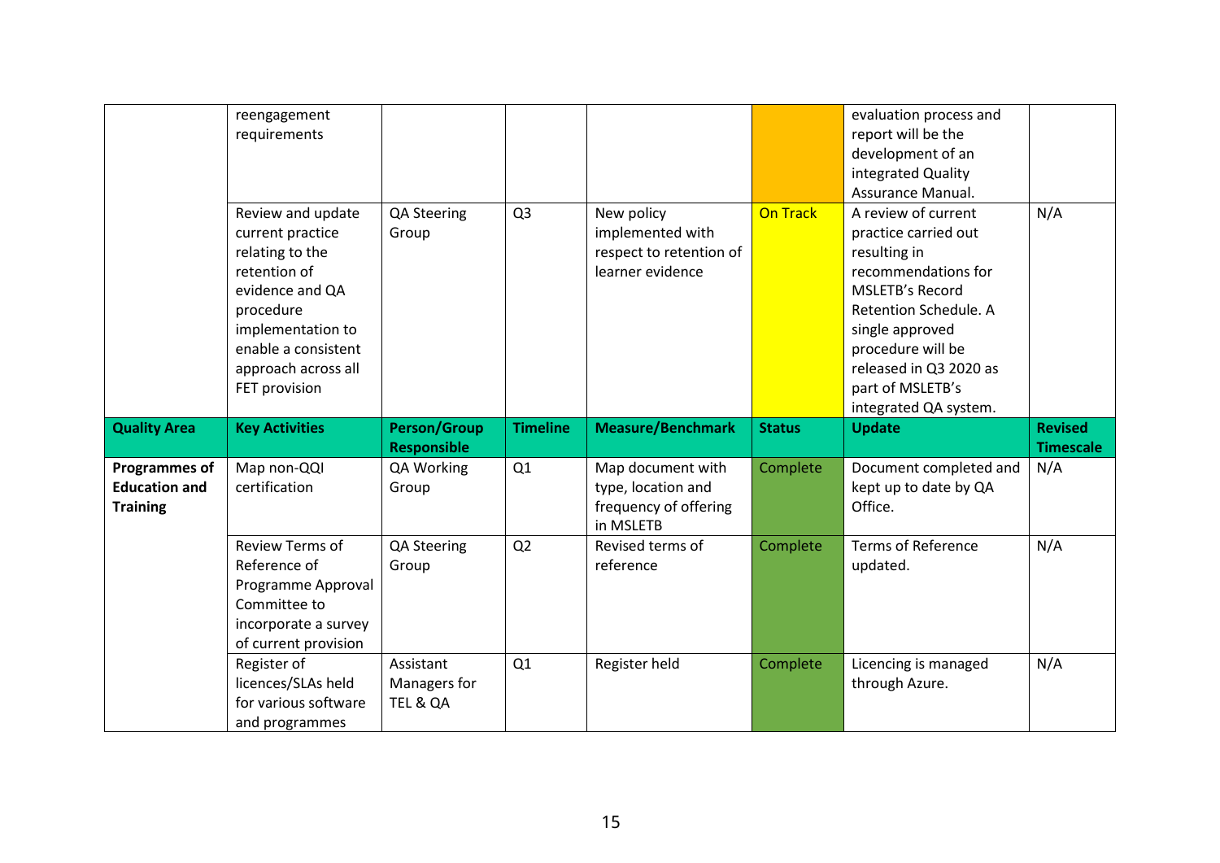| | | | | | | | |
|---|---|---|---|---|---|---|---|
| | reengagement requirements | | | | | evaluation process and report will be the development of an integrated Quality Assurance Manual. | |
| | Review and update current practice relating to the retention of evidence and QA procedure implementation to enable a consistent approach across all FET provision | QA Steering Group | Q3 | New policy implemented with respect to retention of learner evidence | On Track | A review of current practice carried out resulting in recommendations for MSLETB's Record Retention Schedule. A single approved procedure will be released in Q3 2020 as part of MSLETB's integrated QA system. | N/A |
| **Quality Area** | **Key Activities** | **Person/Group Responsible** | **Timeline** | **Measure/Benchmark** | **Status** | **Update** | **Revised Timescale** |
| **Programmes of Education and Training** | Map non-QQI certification | QA Working Group | Q1 | Map document with type, location and frequency of offering in MSLETB | Complete | Document completed and kept up to date by QA Office. | N/A |
| | Review Terms of Reference of Programme Approval Committee to incorporate a survey of current provision | QA Steering Group | Q2 | Revised terms of reference | Complete | Terms of Reference updated. | N/A |
| | Register of licences/SLAs held for various software and programmes | Assistant Managers for TEL & QA | Q1 | Register held | Complete | Licencing is managed through Azure. | N/A |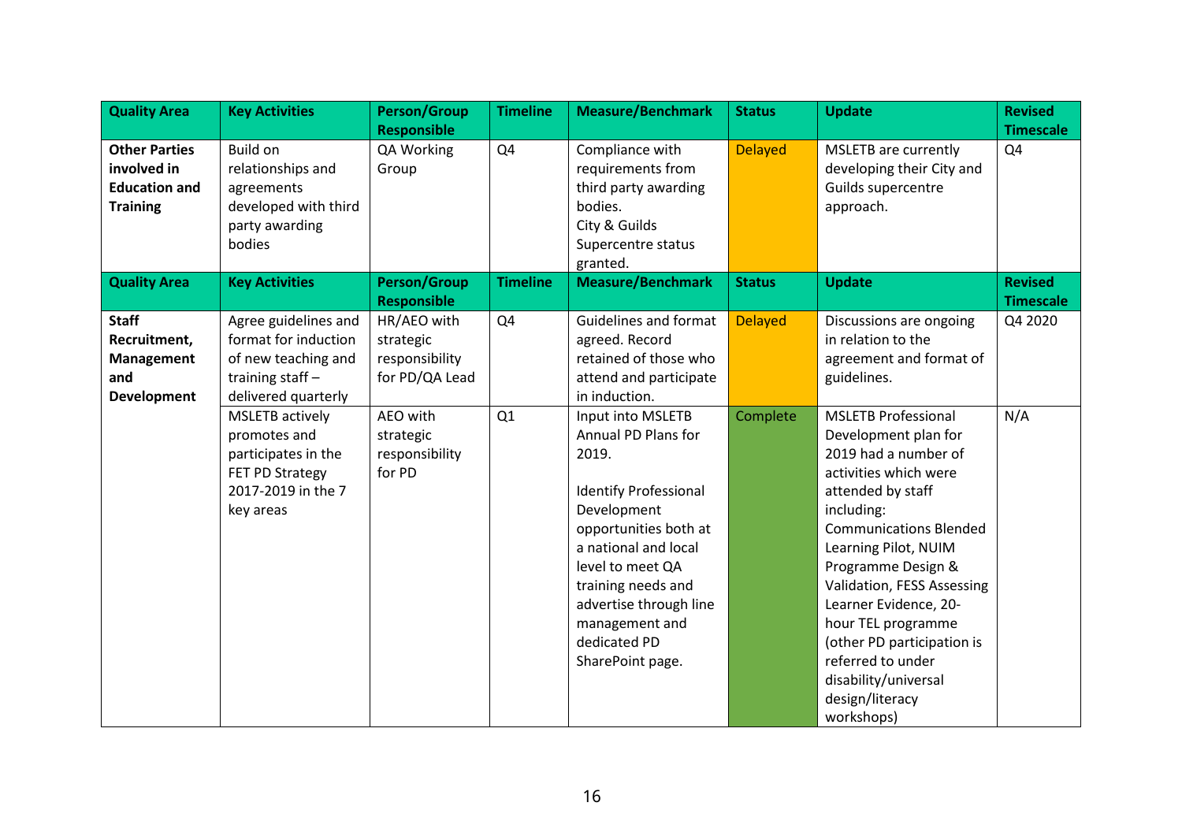| Quality Area | Key Activities | Person/Group Responsible | Timeline | Measure/Benchmark | Status | Update | Revised Timescale |
|---|---|---|---|---|---|---|---|
| **Other Parties involved in Education and Training** | Build on relationships and agreements developed with third party awarding bodies | QA Working Group | Q4 | Compliance with requirements from third party awarding bodies.<br>City & Guilds Supercentre status granted. | Delayed | MSLETB are currently developing their City and Guilds supercentre approach. | Q4 |

| Quality Area | Key Activities | Person/Group Responsible | Timeline | Measure/Benchmark | Status | Update | Revised Timescale |
|---|---|---|---|---|---|---|---|
| **Staff Recruitment, Management and Development** | Agree guidelines and format for induction of new teaching and training staff – delivered quarterly | HR/AEO with strategic responsibility for PD/QA Lead | Q4 | Guidelines and format agreed. Record retained of those who attend and participate in induction. | Delayed | Discussions are ongoing in relation to the agreement and format of guidelines. | Q4 2020 |
| | MSLETB actively promotes and participates in the FET PD Strategy 2017-2019 in the 7 key areas | AEO with strategic responsibility for PD | Q1 | Input into MSLETB Annual PD Plans for 2019.<br><br>Identify Professional Development opportunities both at a national and local level to meet QA training needs and advertise through line management and dedicated PD SharePoint page. | Complete | MSLETB Professional Development plan for 2019 had a number of activities which were attended by staff including: Communications Blended Learning Pilot, NUIM Programme Design & Validation, FESS Assessing Learner Evidence, 20-hour TEL programme (other PD participation is referred to under disability/universal design/literacy workshops) | N/A |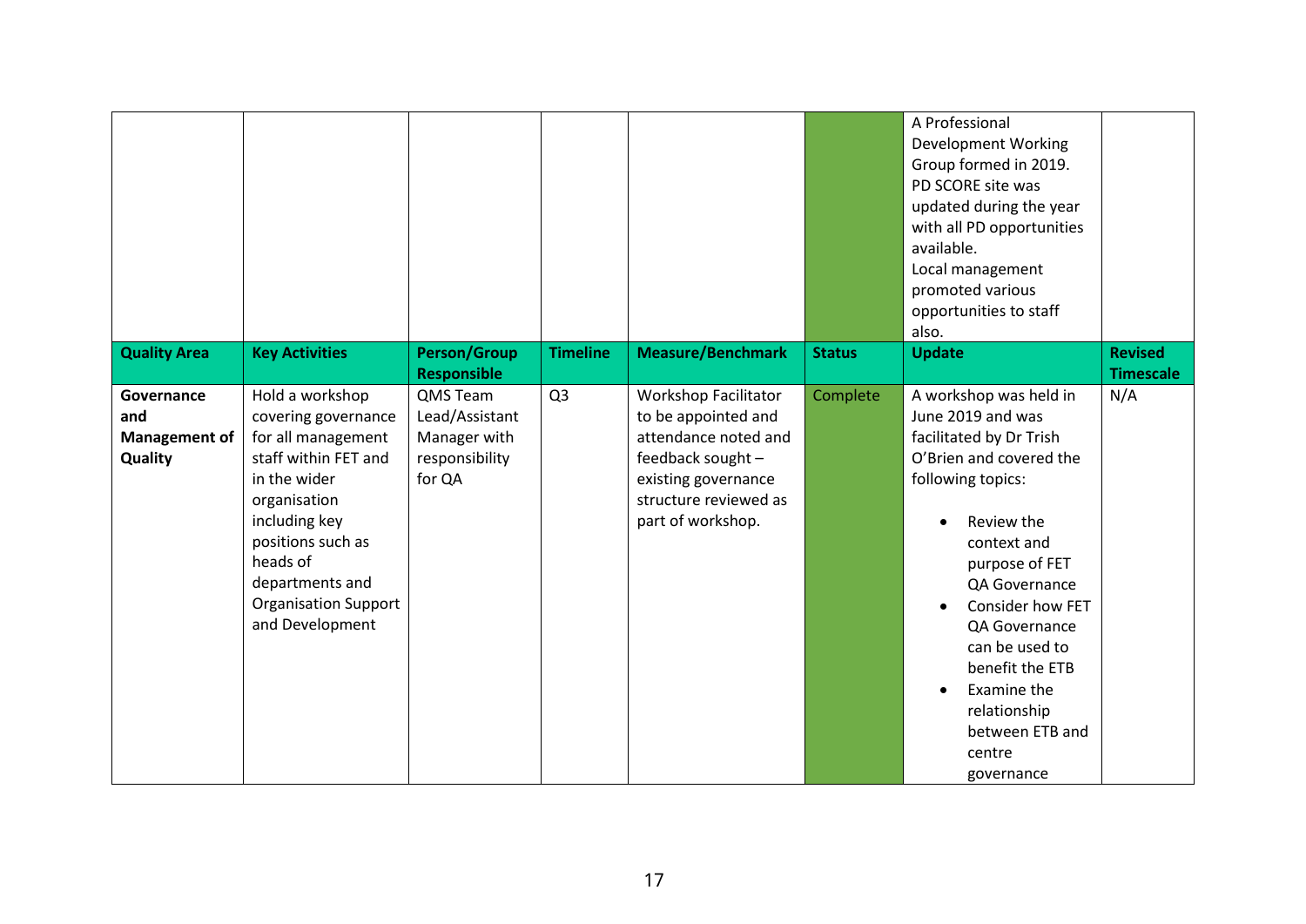| | | | | | | | |
|---|---|---|---|---|---|---|---|
| | | | | | | A Professional Development Working Group formed in 2019.<br>PD SCORE site was updated during the year with all PD opportunities available.<br>Local management promoted various opportunities to staff also. | |
| **Quality Area** | **Key Activities** | **Person/Group Responsible** | **Timeline** | **Measure/Benchmark** | **Status** | **Update** | **Revised Timescale** |
| **Governance and Management of Quality** | Hold a workshop covering governance for all management staff within FET and in the wider organisation including key positions such as heads of departments and Organisation Support and Development | QMS Team Lead/Assistant Manager with responsibility for QA | Q3 | Workshop Facilitator to be appointed and attendance noted and feedback sought – existing governance structure reviewed as part of workshop. | Complete | A workshop was held in June 2019 and was facilitated by Dr Trish O'Brien and covered the following topics:<br>• Review the context and purpose of FET QA Governance<br>• Consider how FET QA Governance can be used to benefit the ETB<br>• Examine the relationship between ETB and centre governance | N/A |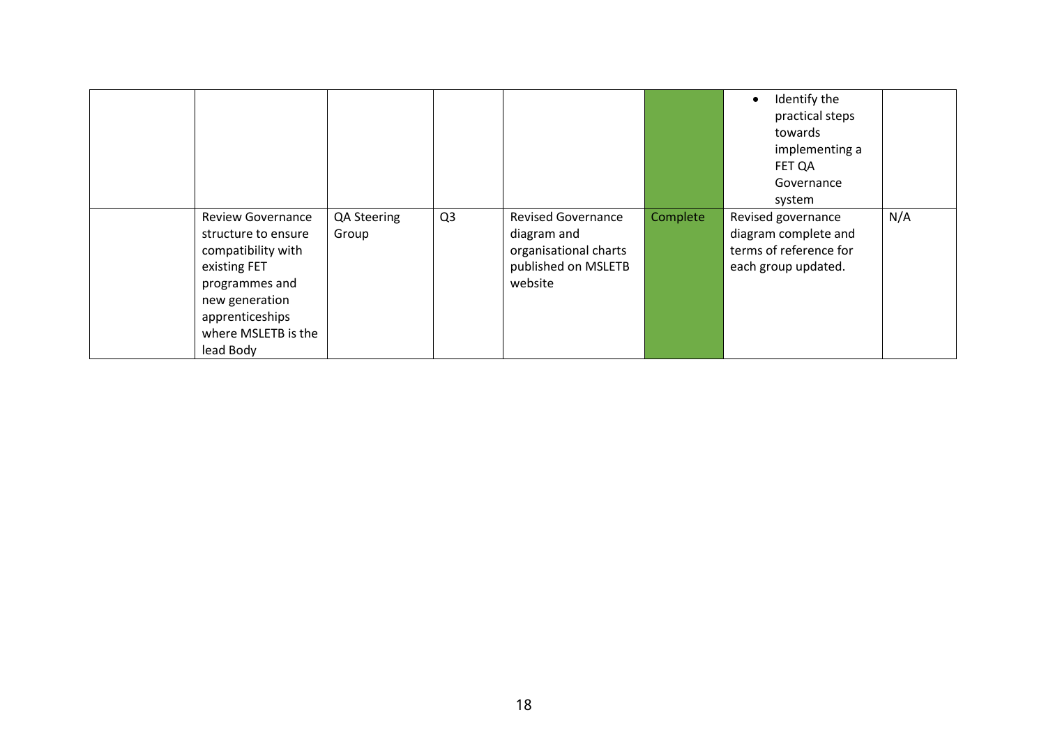| | | | | | | | |
|---|---|---|---|---|---|---|---|
| | | | | | | • Identify the practical steps towards implementing a FET QA Governance system | |
| | Review Governance structure to ensure compatibility with existing FET programmes and new generation apprenticeships where MSLETB is the lead Body | QA Steering Group | Q3 | Revised Governance diagram and organisational charts published on MSLETB website | Complete | Revised governance diagram complete and terms of reference for each group updated. | N/A |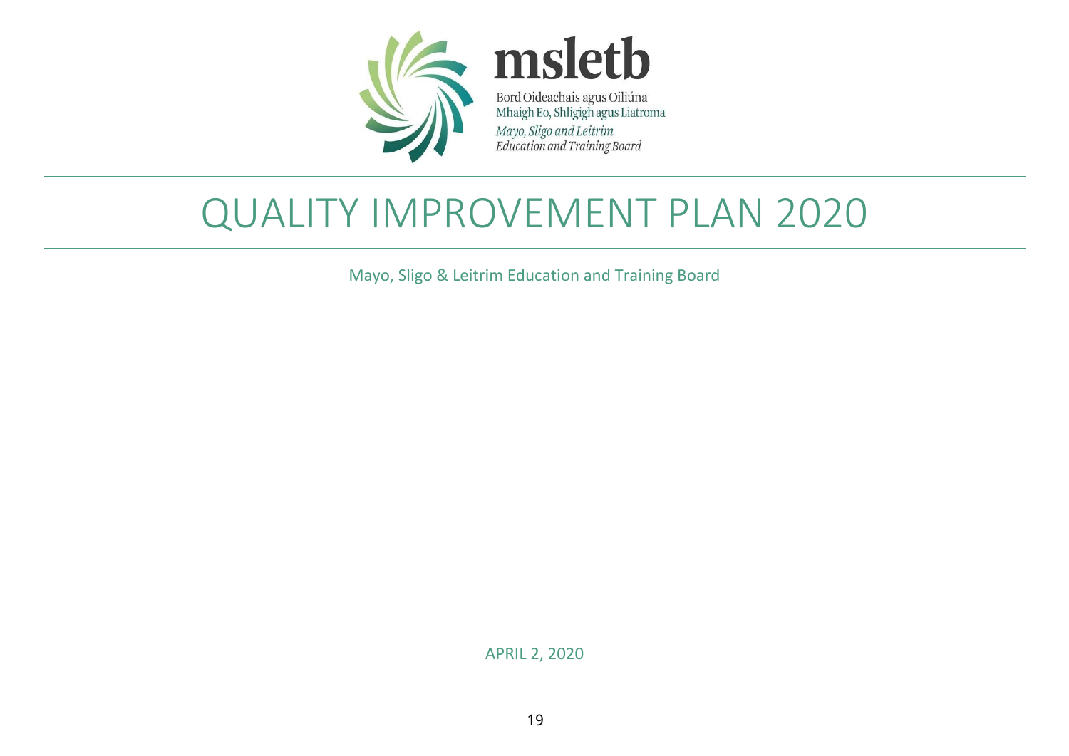msletb

Bord Oideachais agus Oiliúna Mhaigh Eo, Shligigh agus Liatroma

*Mayo, Sligo and Leitrim Education and Training Board*

# QUALITY IMPROVEMENT PLAN 2020

Mayo, Sligo & Leitrim Education and Training Board

APRIL 2, 2020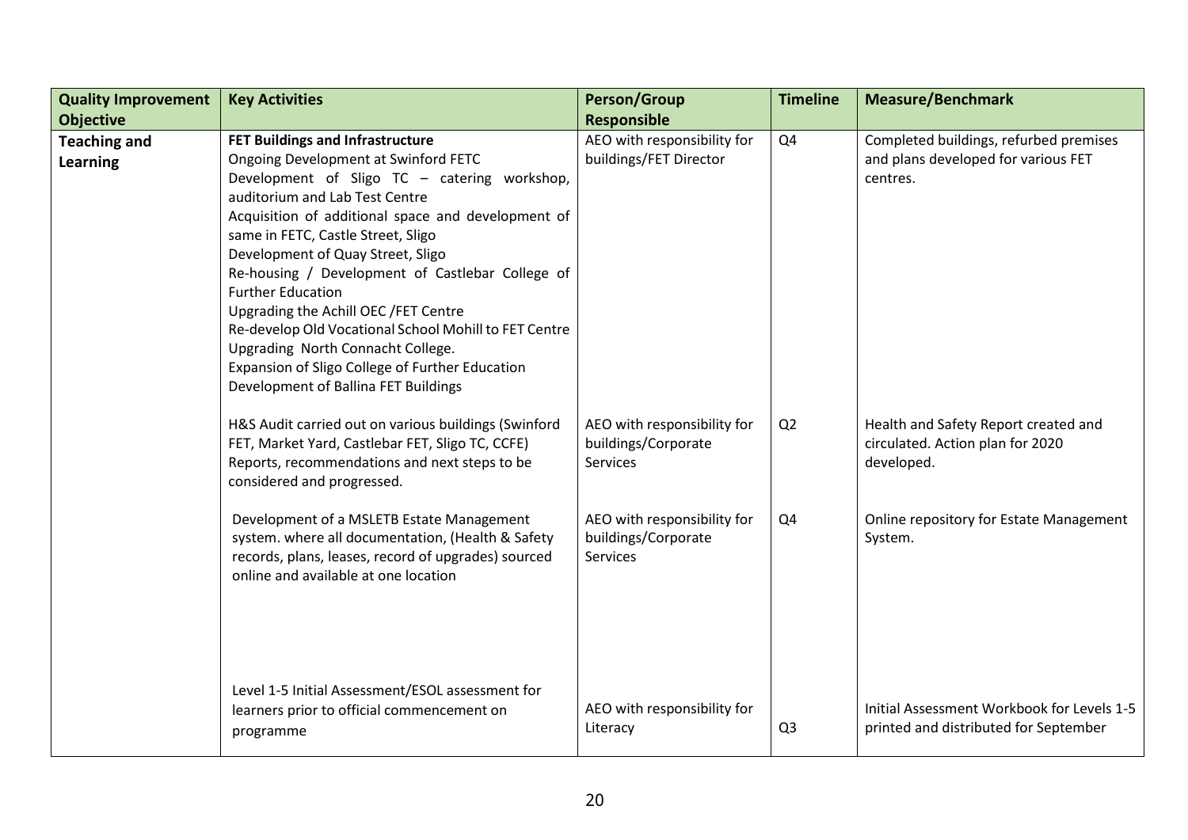| Quality Improvement Objective | Key Activities | Person/Group Responsible | Timeline | Measure/Benchmark |
|---|---|---|---|---|
| **Teaching and Learning** | **FET Buildings and Infrastructure**<br>Ongoing Development at Swinford FETC<br>Development of Sligo TC – catering workshop, auditorium and Lab Test Centre<br>Acquisition of additional space and development of same in FETC, Castle Street, Sligo<br>Development of Quay Street, Sligo<br>Re-housing / Development of Castlebar College of Further Education<br>Upgrading the Achill OEC /FET Centre<br>Re-develop Old Vocational School Mohill to FET Centre<br>Upgrading North Connacht College.<br>Expansion of Sligo College of Further Education<br>Development of Ballina FET Buildings | AEO with responsibility for buildings/FET Director | Q4 | Completed buildings, refurbed premises and plans developed for various FET centres. |
| | H&S Audit carried out on various buildings (Swinford FET, Market Yard, Castlebar FET, Sligo TC, CCFE) Reports, recommendations and next steps to be considered and progressed. | AEO with responsibility for buildings/Corporate Services | Q2 | Health and Safety Report created and circulated. Action plan for 2020 developed. |
| | Development of a MSLETB Estate Management system. where all documentation, (Health & Safety records, plans, leases, record of upgrades) sourced online and available at one location | AEO with responsibility for buildings/Corporate Services | Q4 | Online repository for Estate Management System. |
| | Level 1-5 Initial Assessment/ESOL assessment for learners prior to official commencement on programme | AEO with responsibility for Literacy | Q3 | Initial Assessment Workbook for Levels 1-5 printed and distributed for September |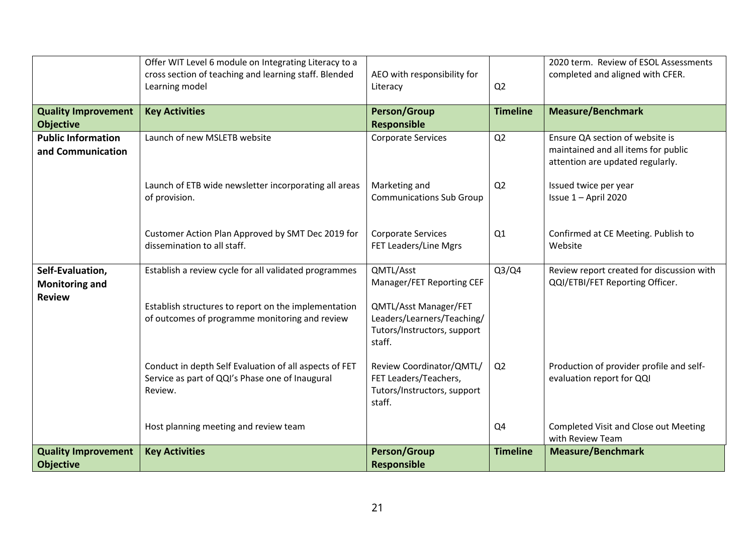| | Offer WIT Level 6 module on Integrating Literacy to a cross section of teaching and learning staff. Blended Learning model | AEO with responsibility for Literacy | Q2 | 2020 term. Review of ESOL Assessments completed and aligned with CFER. |
|---|---|---|---|---|
| **Quality Improvement Objective** | **Key Activities** | **Person/Group Responsible** | **Timeline** | **Measure/Benchmark** |
| **Public Information and Communication** | Launch of new MSLETB website | Corporate Services | Q2 | Ensure QA section of website is maintained and all items for public attention are updated regularly. |
| | Launch of ETB wide newsletter incorporating all areas of provision. | Marketing and Communications Sub Group | Q2 | Issued twice per year<br>Issue 1 – April 2020 |
| | Customer Action Plan Approved by SMT Dec 2019 for dissemination to all staff. | Corporate Services<br>FET Leaders/Line Mgrs | Q1 | Confirmed at CE Meeting. Publish to Website |
| **Self-Evaluation, Monitoring and Review** | Establish a review cycle for all validated programmes | QMTL/Asst Manager/FET Reporting CEF | Q3/Q4 | Review report created for discussion with QQI/ETBI/FET Reporting Officer. |
| | Establish structures to report on the implementation of outcomes of programme monitoring and review | QMTL/Asst Manager/FET Leaders/Learners/Teaching/ Tutors/Instructors, support staff. | | |
| | Conduct in depth Self Evaluation of all aspects of FET Service as part of QQI's Phase one of Inaugural Review. | Review Coordinator/QMTL/ FET Leaders/Teachers, Tutors/Instructors, support staff. | Q2 | Production of provider profile and self-evaluation report for QQI |
| | Host planning meeting and review team | | Q4 | Completed Visit and Close out Meeting with Review Team |
| **Quality Improvement Objective** | **Key Activities** | **Person/Group Responsible** | **Timeline** | **Measure/Benchmark** |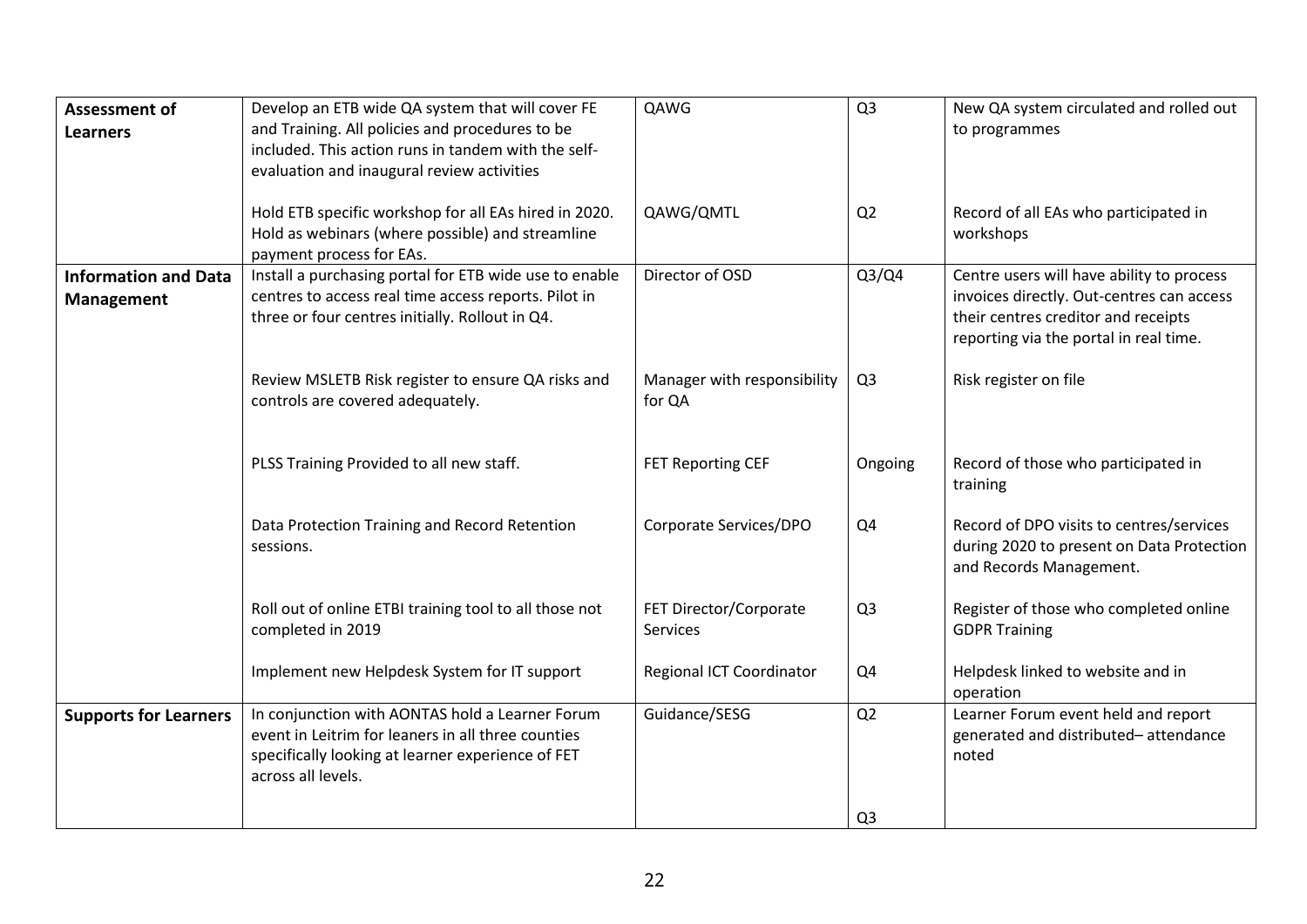| | | | | |
|---|---|---|---|---|
| **Assessment of Learners** | Develop an ETB wide QA system that will cover FE and Training. All policies and procedures to be included. This action runs in tandem with the self-evaluation and inaugural review activities | QAWG | Q3 | New QA system circulated and rolled out to programmes |
| | Hold ETB specific workshop for all EAs hired in 2020. Hold as webinars (where possible) and streamline payment process for EAs. | QAWG/QMTL | Q2 | Record of all EAs who participated in workshops |
| **Information and Data Management** | Install a purchasing portal for ETB wide use to enable centres to access real time access reports. Pilot in three or four centres initially. Rollout in Q4. | Director of OSD | Q3/Q4 | Centre users will have ability to process invoices directly. Out-centres can access their centres creditor and receipts reporting via the portal in real time. |
| | Review MSLETB Risk register to ensure QA risks and controls are covered adequately. | Manager with responsibility for QA | Q3 | Risk register on file |
| | PLSS Training Provided to all new staff. | FET Reporting CEF | Ongoing | Record of those who participated in training |
| | Data Protection Training and Record Retention sessions. | Corporate Services/DPO | Q4 | Record of DPO visits to centres/services during 2020 to present on Data Protection and Records Management. |
| | Roll out of online ETBI training tool to all those not completed in 2019 | FET Director/Corporate Services | Q3 | Register of those who completed online GDPR Training |
| | Implement new Helpdesk System for IT support | Regional ICT Coordinator | Q4 | Helpdesk linked to website and in operation |
| **Supports for Learners** | In conjunction with AONTAS hold a Learner Forum event in Leitrim for leaners in all three counties specifically looking at learner experience of FET across all levels. | Guidance/SESG | Q2<br><br>Q3 | Learner Forum event held and report generated and distributed– attendance noted |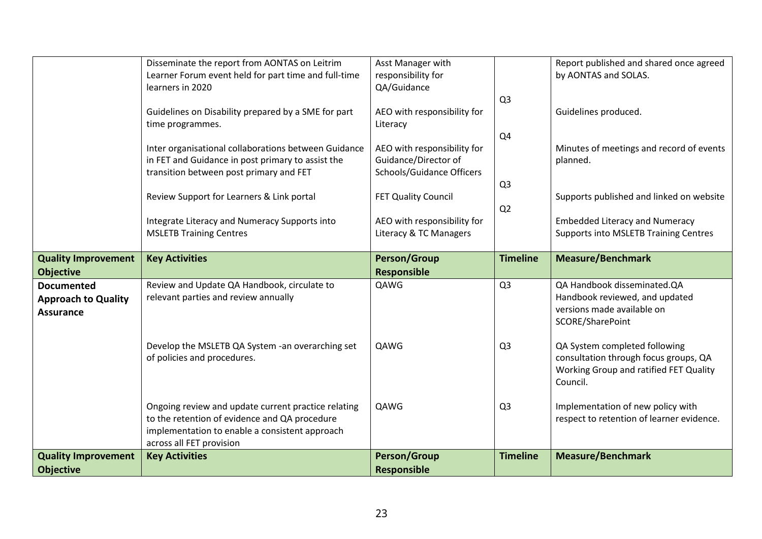| Quality Improvement Objective | Key Activities | Person/Group Responsible | Timeline | Measure/Benchmark |
|---|---|---|---|---|
| | Disseminate the report from AONTAS on Leitrim Learner Forum event held for part time and full-time learners in 2020 | Asst Manager with responsibility for QA/Guidance | Q3 | Report published and shared once agreed by AONTAS and SOLAS. |
| | Guidelines on Disability prepared by a SME for part time programmes. | AEO with responsibility for Literacy | Q4 | Guidelines produced. |
| | Inter organisational collaborations between Guidance in FET and Guidance in post primary to assist the transition between post primary and FET | AEO with responsibility for Guidance/Director of Schools/Guidance Officers | Q3 | Minutes of meetings and record of events planned. |
| | Review Support for Learners & Link portal | FET Quality Council | Q2 | Supports published and linked on website |
| | Integrate Literacy and Numeracy Supports into MSLETB Training Centres | AEO with responsibility for Literacy & TC Managers | | Embedded Literacy and Numeracy Supports into MSLETB Training Centres |
| **Quality Improvement Objective** | **Key Activities** | **Person/Group Responsible** | **Timeline** | **Measure/Benchmark** |
| **Documented Approach to Quality Assurance** | Review and Update QA Handbook, circulate to relevant parties and review annually | QAWG | Q3 | QA Handbook disseminated.QA Handbook reviewed, and updated versions made available on SCORE/SharePoint |
| | Develop the MSLETB QA System -an overarching set of policies and procedures. | QAWG | Q3 | QA System completed following consultation through focus groups, QA Working Group and ratified FET Quality Council. |
| | Ongoing review and update current practice relating to the retention of evidence and QA procedure implementation to enable a consistent approach across all FET provision | QAWG | Q3 | Implementation of new policy with respect to retention of learner evidence. |
| **Quality Improvement Objective** | **Key Activities** | **Person/Group Responsible** | **Timeline** | **Measure/Benchmark** |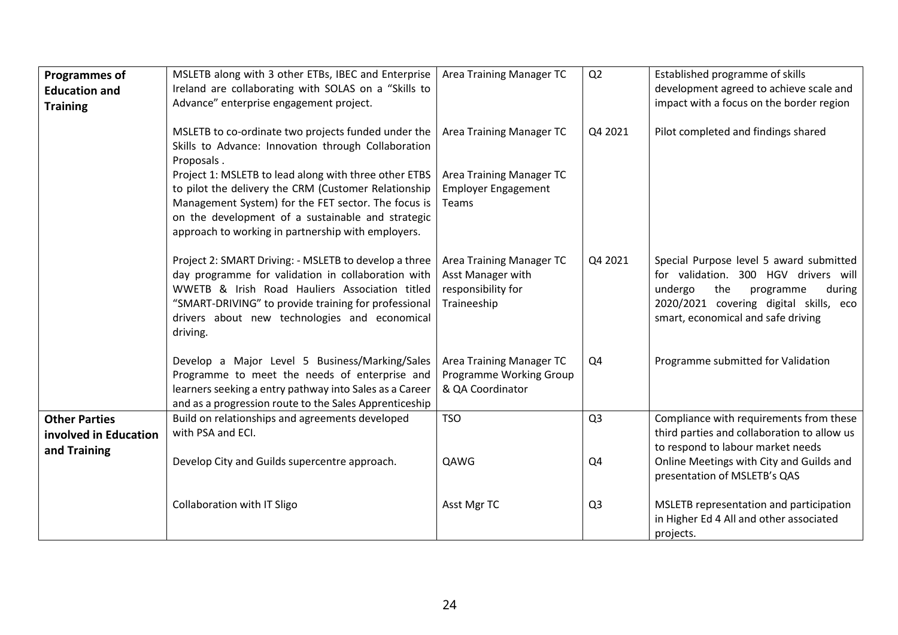| **Programmes of Education and Training** | MSLETB along with 3 other ETBs, IBEC and Enterprise Ireland are collaborating with SOLAS on a "Skills to Advance" enterprise engagement project. | Area Training Manager TC | Q2 | Established programme of skills development agreed to achieve scale and impact with a focus on the border region |
|---|---|---|---|---|
| | MSLETB to co-ordinate two projects funded under the Skills to Advance: Innovation through Collaboration Proposals . | Area Training Manager TC | Q4 2021 | Pilot completed and findings shared |
| | Project 1: MSLETB to lead along with three other ETBS to pilot the delivery the CRM (Customer Relationship Management System) for the FET sector. The focus is on the development of a sustainable and strategic approach to working in partnership with employers. | Area Training Manager TC Employer Engagement Teams | | |
| | Project 2: SMART Driving: - MSLETB to develop a three day programme for validation in collaboration with WWETB & Irish Road Hauliers Association titled "SMART-DRIVING" to provide training for professional drivers about new technologies and economical driving. | Area Training Manager TC Asst Manager with responsibility for Traineeship | Q4 2021 | Special Purpose level 5 award submitted for validation. 300 HGV drivers will undergo the programme during 2020/2021 covering digital skills, eco smart, economical and safe driving |
| | Develop a Major Level 5 Business/Marking/Sales Programme to meet the needs of enterprise and learners seeking a entry pathway into Sales as a Career and as a progression route to the Sales Apprenticeship | Area Training Manager TC Programme Working Group & QA Coordinator | Q4 | Programme submitted for Validation |
| **Other Parties involved in Education and Training** | Build on relationships and agreements developed with PSA and ECI. | TSO | Q3 | Compliance with requirements from these third parties and collaboration to allow us to respond to labour market needs |
| | Develop City and Guilds supercentre approach. | QAWG | Q4 | Online Meetings with City and Guilds and presentation of MSLETB's QAS |
| | Collaboration with IT Sligo | Asst Mgr TC | Q3 | MSLETB representation and participation in Higher Ed 4 All and other associated projects. |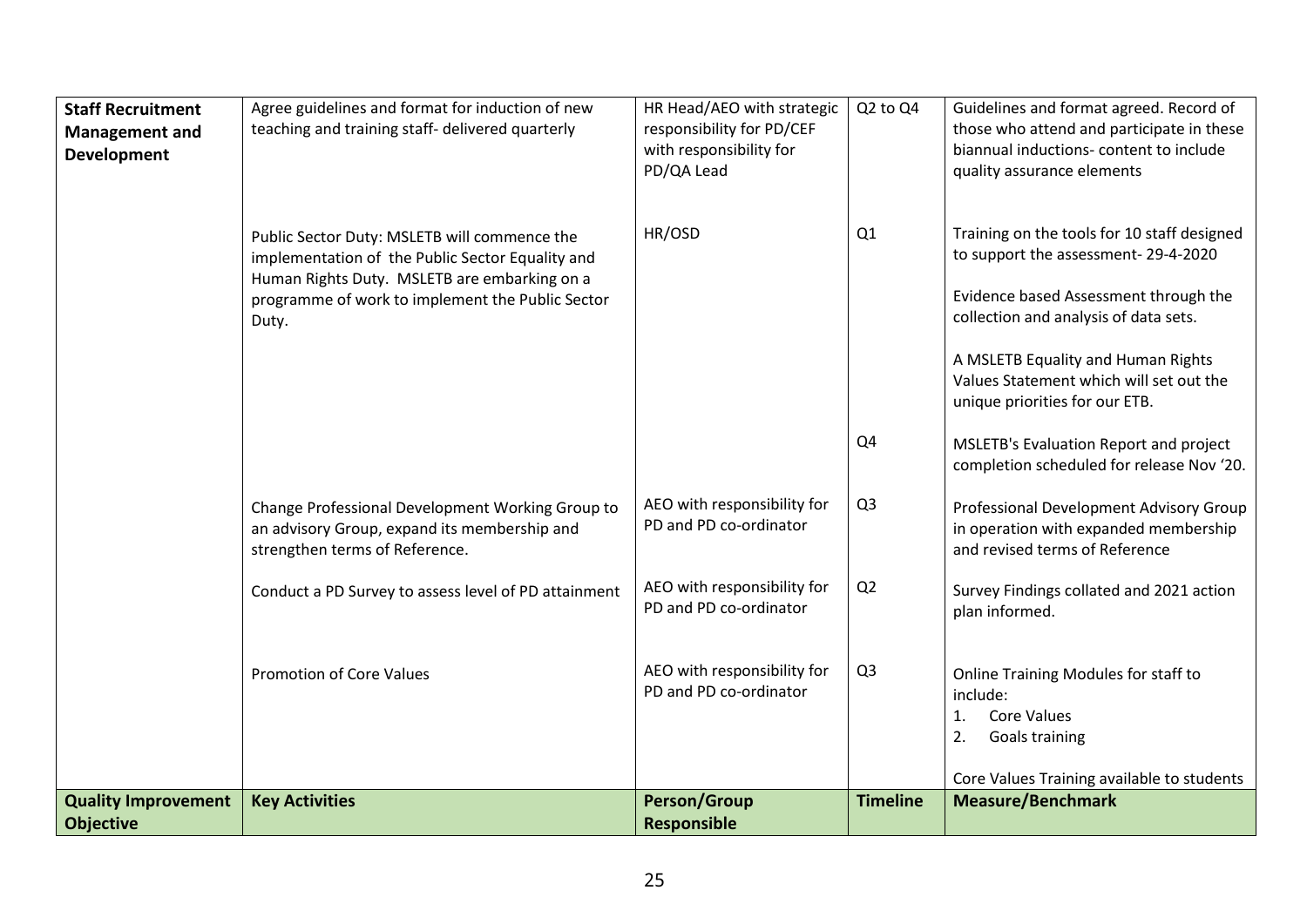| Staff Recruitment Management and Development | Agree guidelines and format for induction of new teaching and training staff- delivered quarterly | HR Head/AEO with strategic responsibility for PD/CEF with responsibility for PD/QA Lead | Q2 to Q4 | Guidelines and format agreed. Record of those who attend and participate in these biannual inductions- content to include quality assurance elements |
|---|---|---|---|---|
| | Public Sector Duty: MSLETB will commence the implementation of the Public Sector Equality and Human Rights Duty. MSLETB are embarking on a programme of work to implement the Public Sector Duty. | HR/OSD | Q1 | Training on the tools for 10 staff designed to support the assessment- 29-4-2020<br><br>Evidence based Assessment through the collection and analysis of data sets.<br><br>A MSLETB Equality and Human Rights Values Statement which will set out the unique priorities for our ETB. |
| | | | Q4 | MSLETB's Evaluation Report and project completion scheduled for release Nov '20. |
| | Change Professional Development Working Group to an advisory Group, expand its membership and strengthen terms of Reference. | AEO with responsibility for PD and PD co-ordinator | Q3 | Professional Development Advisory Group in operation with expanded membership and revised terms of Reference |
| | Conduct a PD Survey to assess level of PD attainment | AEO with responsibility for PD and PD co-ordinator | Q2 | Survey Findings collated and 2021 action plan informed. |
| | Promotion of Core Values | AEO with responsibility for PD and PD co-ordinator | Q3 | Online Training Modules for staff to include:<br>1. Core Values<br>2. Goals training<br><br>Core Values Training available to students |
| **Quality Improvement Objective** | **Key Activities** | **Person/Group Responsible** | **Timeline** | **Measure/Benchmark** |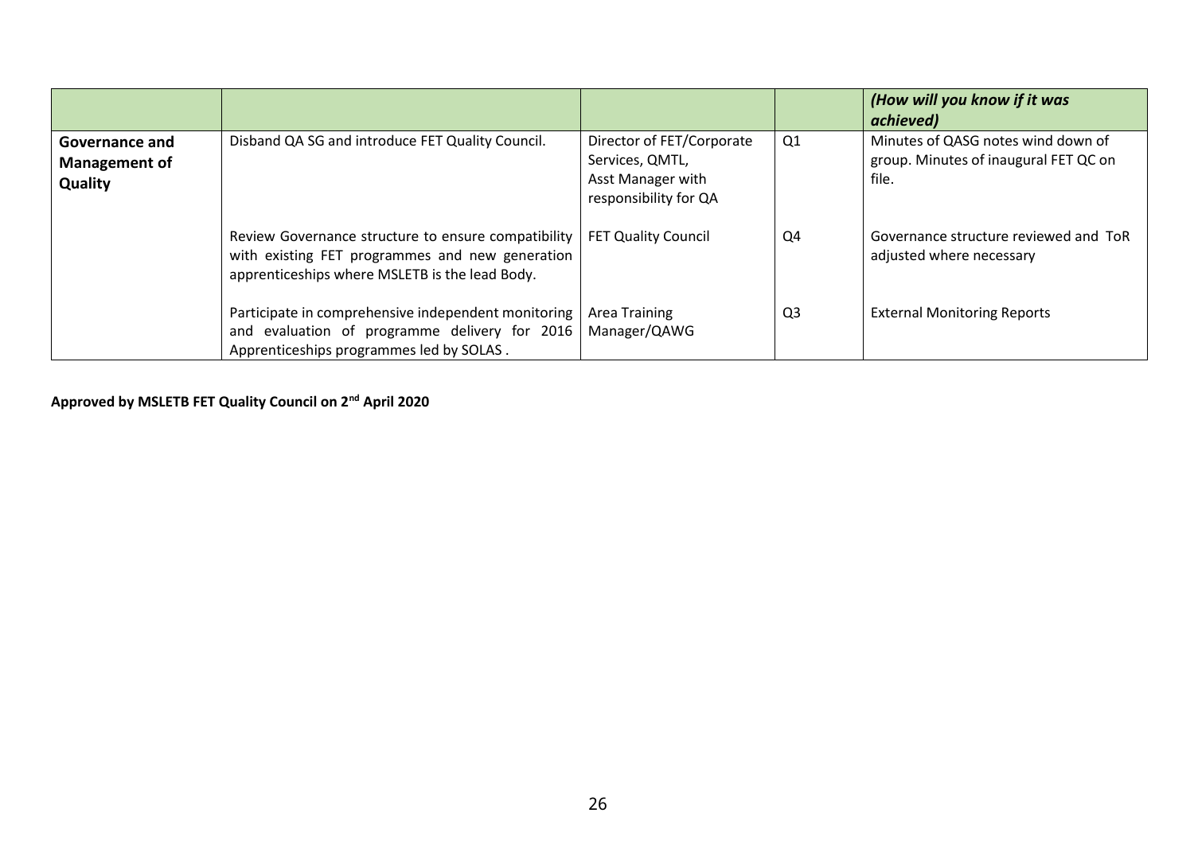| | | | | *(How will you know if it was achieved)* |
|---|---|---|---|---|
| **Governance and Management of Quality** | Disband QA SG and introduce FET Quality Council. | Director of FET/Corporate Services, QMTL, Asst Manager with responsibility for QA | Q1 | Minutes of QASG notes wind down of group. Minutes of inaugural FET QC on file. |
| | Review Governance structure to ensure compatibility with existing FET programmes and new generation apprenticeships where MSLETB is the lead Body. | FET Quality Council | Q4 | Governance structure reviewed and ToR adjusted where necessary |
| | Participate in comprehensive independent monitoring and evaluation of programme delivery for 2016 Apprenticeships programmes led by SOLAS . | Area Training Manager/QAWG | Q3 | External Monitoring Reports |

**Approved by MSLETB FET Quality Council on 2nd April 2020**